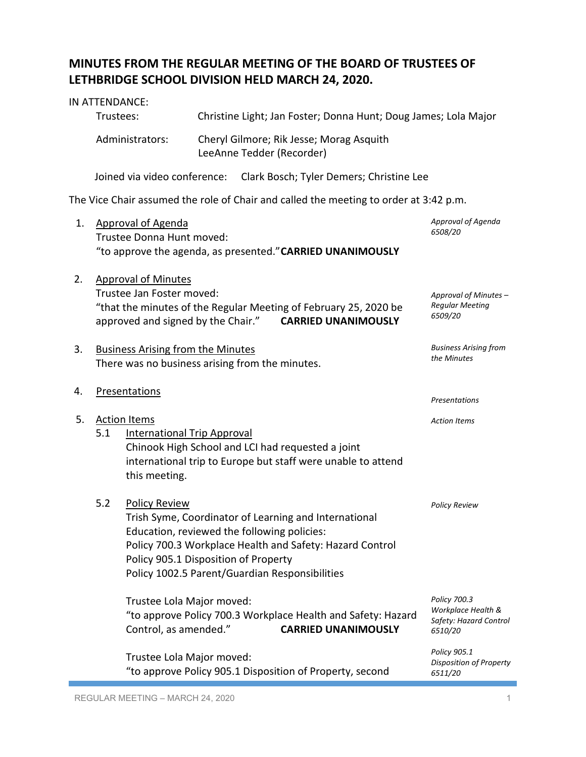# MINUTES FROM THE REGULAR MEETING OF THE BOARD OF TRUSTEES OF LETHBRIDGE SCHOOL DIVISION HELD MARCH 24, 2020.

IN ATTENDANCE:

Trustees: Christine Light; Jan Foster; Donna Hunt; Doug James; Lola Major

Administrators: Cheryl Gilmore; Rik Jesse; Morag Asquith
LeeAnne Tedder (Recorder)

Joined via video conference: Clark Bosch; Tyler Demers; Christine Lee

The Vice Chair assumed the role of Chair and called the meeting to order at 3:42 p.m.

1. Approval of Agenda
   *Approval of Agenda 6508/20*
   Trustee Donna Hunt moved:
   "to approve the agenda, as presented." **CARRIED UNANIMOUSLY**

2. Approval of Minutes
   *Approval of Minutes – Regular Meeting 6509/20*
   Trustee Jan Foster moved:
   "that the minutes of the Regular Meeting of February 25, 2020 be approved and signed by the Chair." **CARRIED UNANIMOUSLY**

3. Business Arising from the Minutes
   *Business Arising from the Minutes*
   There was no business arising from the minutes.

4. Presentations
   *Presentations*

5. Action Items
   *Action Items*

   5.1 International Trip Approval
   Chinook High School and LCI had requested a joint international trip to Europe but staff were unable to attend this meeting.

   5.2 Policy Review
   *Policy Review*
   Trish Syme, Coordinator of Learning and International Education, reviewed the following policies:
   Policy 700.3 Workplace Health and Safety: Hazard Control
   Policy 905.1 Disposition of Property
   Policy 1002.5 Parent/Guardian Responsibilities

   *Policy 700.3 Workplace Health & Safety: Hazard Control 6510/20*
   Trustee Lola Major moved:
   "to approve Policy 700.3 Workplace Health and Safety: Hazard Control, as amended." **CARRIED UNANIMOUSLY**

   *Policy 905.1 Disposition of Property 6511/20*
   Trustee Lola Major moved:
   "to approve Policy 905.1 Disposition of Property, second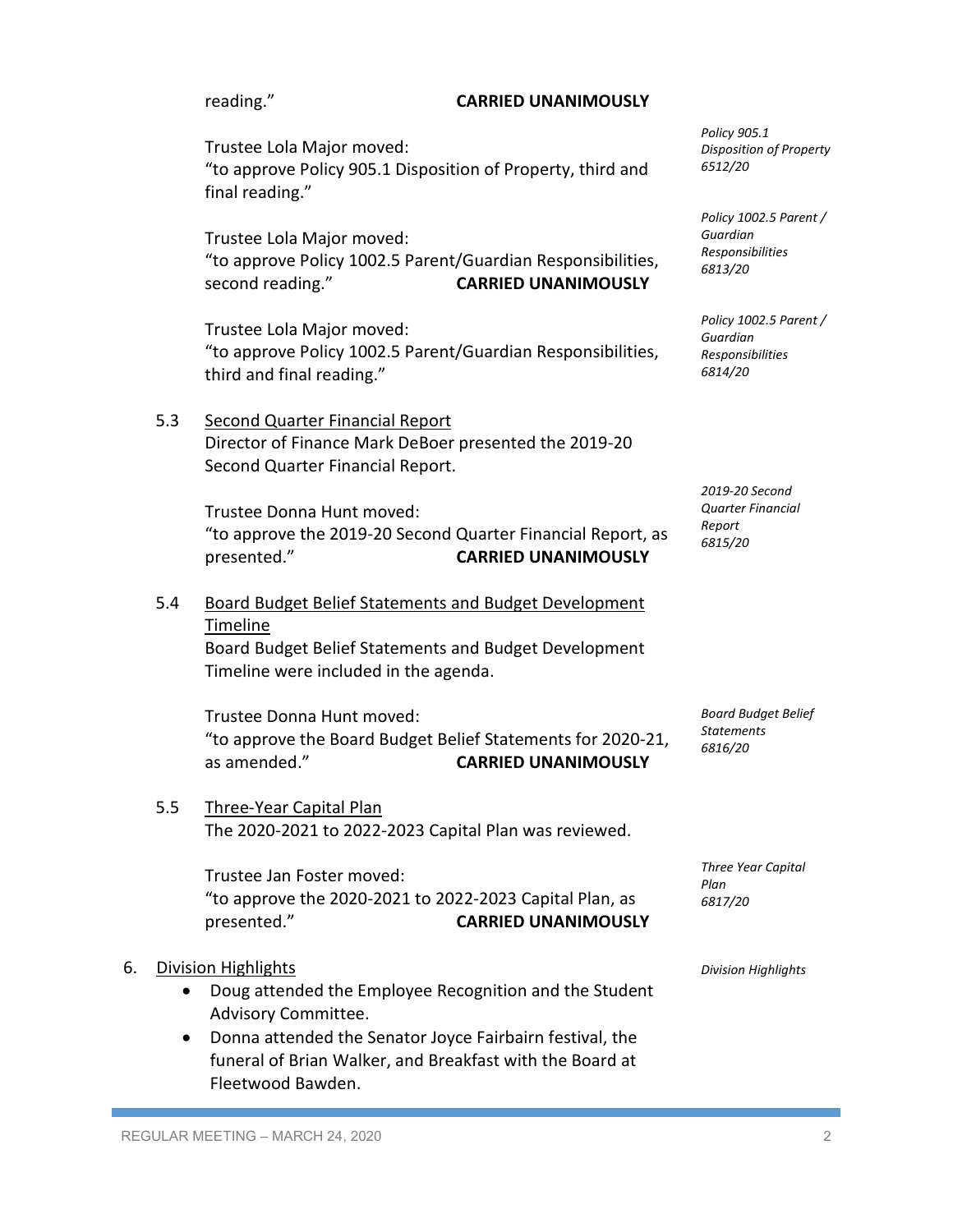reading." **CARRIED UNANIMOUSLY**

*Policy 905.1 Disposition of Property 6512/20*

Trustee Lola Major moved:
"to approve Policy 905.1 Disposition of Property, third and final reading."

*Policy 1002.5 Parent / Guardian Responsibilities 6813/20*

Trustee Lola Major moved:
"to approve Policy 1002.5 Parent/Guardian Responsibilities, second reading." **CARRIED UNANIMOUSLY**

*Policy 1002.5 Parent / Guardian Responsibilities 6814/20*

Trustee Lola Major moved:
"to approve Policy 1002.5 Parent/Guardian Responsibilities, third and final reading."

5.3 Second Quarter Financial Report
Director of Finance Mark DeBoer presented the 2019-20 Second Quarter Financial Report.

*2019-20 Second Quarter Financial Report 6815/20*

Trustee Donna Hunt moved:
"to approve the 2019-20 Second Quarter Financial Report, as presented." **CARRIED UNANIMOUSLY**

5.4 Board Budget Belief Statements and Budget Development Timeline
Board Budget Belief Statements and Budget Development Timeline were included in the agenda.

*Board Budget Belief Statements 6816/20*

Trustee Donna Hunt moved:
"to approve the Board Budget Belief Statements for 2020-21, as amended." **CARRIED UNANIMOUSLY**

5.5 Three-Year Capital Plan
The 2020-2021 to 2022-2023 Capital Plan was reviewed.

*Three Year Capital Plan 6817/20*

Trustee Jan Foster moved:
"to approve the 2020-2021 to 2022-2023 Capital Plan, as presented." **CARRIED UNANIMOUSLY**

6. Division Highlights

*Division Highlights*

- Doug attended the Employee Recognition and the Student Advisory Committee.
- Donna attended the Senator Joyce Fairbairn festival, the funeral of Brian Walker, and Breakfast with the Board at Fleetwood Bawden.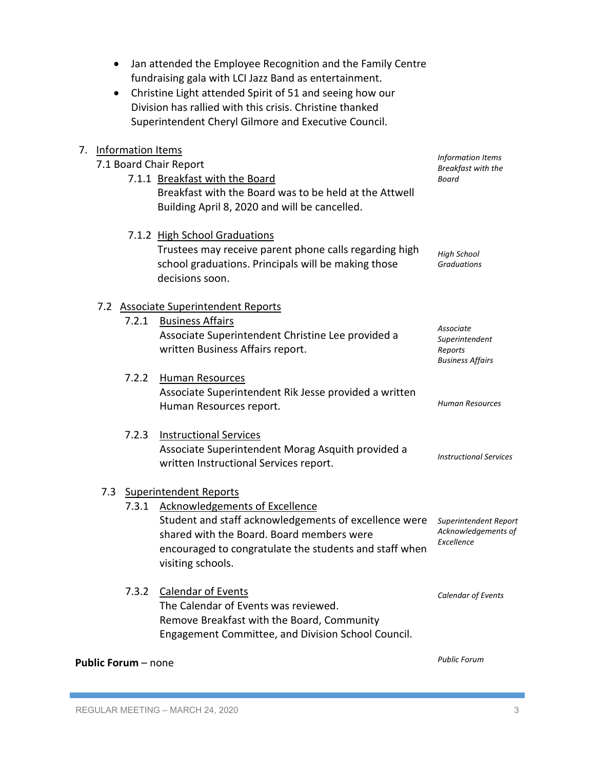- Jan attended the Employee Recognition and the Family Centre fundraising gala with LCI Jazz Band as entertainment.
- Christine Light attended Spirit of 51 and seeing how our Division has rallied with this crisis. Christine thanked Superintendent Cheryl Gilmore and Executive Council.

7. Information Items

*Information Items*

7.1 Board Chair Report

7.1.1 Breakfast with the Board

*Breakfast with the Board*

Breakfast with the Board was to be held at the Attwell Building April 8, 2020 and will be cancelled.

7.1.2 High School Graduations

*High School Graduations*

Trustees may receive parent phone calls regarding high school graduations. Principals will be making those decisions soon.

7.2 Associate Superintendent Reports

*Associate Superintendent Reports*

7.2.1 Business Affairs

*Business Affairs*

Associate Superintendent Christine Lee provided a written Business Affairs report.

7.2.2 Human Resources

*Human Resources*

Associate Superintendent Rik Jesse provided a written Human Resources report.

7.2.3 Instructional Services

*Instructional Services*

Associate Superintendent Morag Asquith provided a written Instructional Services report.

7.3 Superintendent Reports

*Superintendent Report*

7.3.1 Acknowledgements of Excellence

*Acknowledgements of Excellence*

Student and staff acknowledgements of excellence were shared with the Board. Board members were encouraged to congratulate the students and staff when visiting schools.

7.3.2 Calendar of Events

*Calendar of Events*

The Calendar of Events was reviewed.
Remove Breakfast with the Board, Community Engagement Committee, and Division School Council.

*Public Forum*

**Public Forum** – none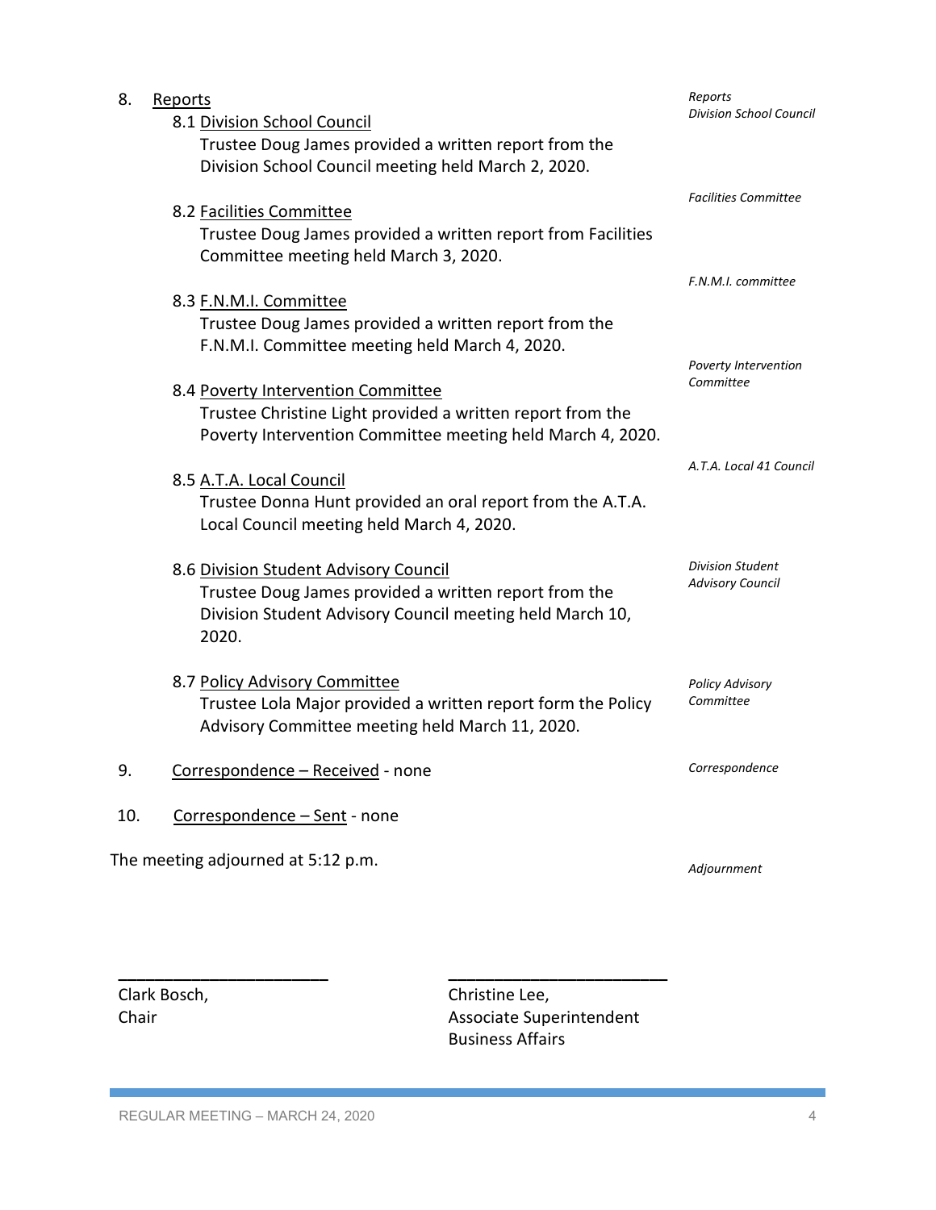8. Reports

*Reports*
*Division School Council*

8.1 Division School Council
Trustee Doug James provided a written report from the Division School Council meeting held March 2, 2020.

*Facilities Committee*

8.2 Facilities Committee
Trustee Doug James provided a written report from Facilities Committee meeting held March 3, 2020.

*F.N.M.I. committee*

8.3 F.N.M.I. Committee
Trustee Doug James provided a written report from the F.N.M.I. Committee meeting held March 4, 2020.

*Poverty Intervention Committee*

8.4 Poverty Intervention Committee
Trustee Christine Light provided a written report from the Poverty Intervention Committee meeting held March 4, 2020.

*A.T.A. Local 41 Council*

8.5 A.T.A. Local Council
Trustee Donna Hunt provided an oral report from the A.T.A. Local Council meeting held March 4, 2020.

*Division Student Advisory Council*

8.6 Division Student Advisory Council
Trustee Doug James provided a written report from the Division Student Advisory Council meeting held March 10, 2020.

*Policy Advisory Committee*

8.7 Policy Advisory Committee
Trustee Lola Major provided a written report form the Policy Advisory Committee meeting held March 11, 2020.

*Correspondence*

9. Correspondence – Received - none

10. Correspondence – Sent - none

*Adjournment*

The meeting adjourned at 5:12 p.m.

______________________
Clark Bosch,
Chair

______________________
Christine Lee,
Associate Superintendent
Business Affairs